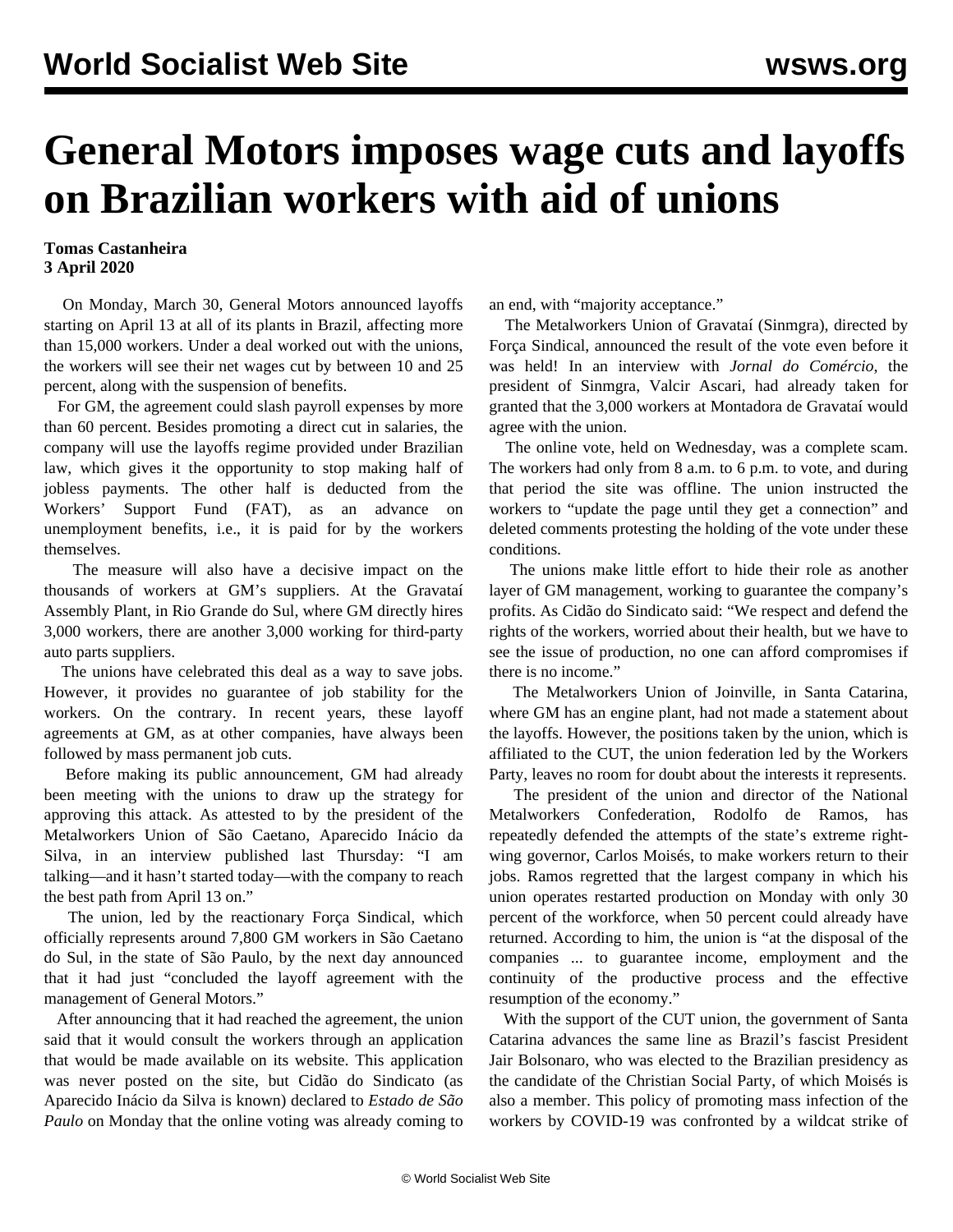# General Motors imposes wage cuts and layoffs on Brazilian workers with aid of unions

**Tomas Castanheira**
**3 April 2020**

On Monday, March 30, General Motors announced layoffs starting on April 13 at all of its plants in Brazil, affecting more than 15,000 workers. Under a deal worked out with the unions, the workers will see their net wages cut by between 10 and 25 percent, along with the suspension of benefits.

For GM, the agreement could slash payroll expenses by more than 60 percent. Besides promoting a direct cut in salaries, the company will use the layoffs regime provided under Brazilian law, which gives it the opportunity to stop making half of jobless payments. The other half is deducted from the Workers' Support Fund (FAT), as an advance on unemployment benefits, i.e., it is paid for by the workers themselves.

The measure will also have a decisive impact on the thousands of workers at GM's suppliers. At the Gravataí Assembly Plant, in Rio Grande do Sul, where GM directly hires 3,000 workers, there are another 3,000 working for third-party auto parts suppliers.

The unions have celebrated this deal as a way to save jobs. However, it provides no guarantee of job stability for the workers. On the contrary. In recent years, these layoff agreements at GM, as at other companies, have always been followed by mass permanent job cuts.

Before making its public announcement, GM had already been meeting with the unions to draw up the strategy for approving this attack. As attested to by the president of the Metalworkers Union of São Caetano, Aparecido Inácio da Silva, in an interview published last Thursday: "I am talking—and it hasn't started today—with the company to reach the best path from April 13 on."

The union, led by the reactionary Força Sindical, which officially represents around 7,800 GM workers in São Caetano do Sul, in the state of São Paulo, by the next day announced that it had just "concluded the layoff agreement with the management of General Motors."

After announcing that it had reached the agreement, the union said that it would consult the workers through an application that would be made available on its website. This application was never posted on the site, but Cidão do Sindicato (as Aparecido Inácio da Silva is known) declared to *Estado de São Paulo* on Monday that the online voting was already coming to an end, with "majority acceptance."

The Metalworkers Union of Gravataí (Sinmgra), directed by Força Sindical, announced the result of the vote even before it was held! In an interview with *Jornal do Comércio*, the president of Sinmgra, Valcir Ascari, had already taken for granted that the 3,000 workers at Montadora de Gravataí would agree with the union.

The online vote, held on Wednesday, was a complete scam. The workers had only from 8 a.m. to 6 p.m. to vote, and during that period the site was offline. The union instructed the workers to "update the page until they get a connection" and deleted comments protesting the holding of the vote under these conditions.

The unions make little effort to hide their role as another layer of GM management, working to guarantee the company's profits. As Cidão do Sindicato said: "We respect and defend the rights of the workers, worried about their health, but we have to see the issue of production, no one can afford compromises if there is no income."

The Metalworkers Union of Joinville, in Santa Catarina, where GM has an engine plant, had not made a statement about the layoffs. However, the positions taken by the union, which is affiliated to the CUT, the union federation led by the Workers Party, leaves no room for doubt about the interests it represents.

The president of the union and director of the National Metalworkers Confederation, Rodolfo de Ramos, has repeatedly defended the attempts of the state's extreme right-wing governor, Carlos Moisés, to make workers return to their jobs. Ramos regretted that the largest company in which his union operates restarted production on Monday with only 30 percent of the workforce, when 50 percent could already have returned. According to him, the union is "at the disposal of the companies ... to guarantee income, employment and the continuity of the productive process and the effective resumption of the economy."

With the support of the CUT union, the government of Santa Catarina advances the same line as Brazil's fascist President Jair Bolsonaro, who was elected to the Brazilian presidency as the candidate of the Christian Social Party, of which Moisés is also a member. This policy of promoting mass infection of the workers by COVID-19 was confronted by a wildcat strike of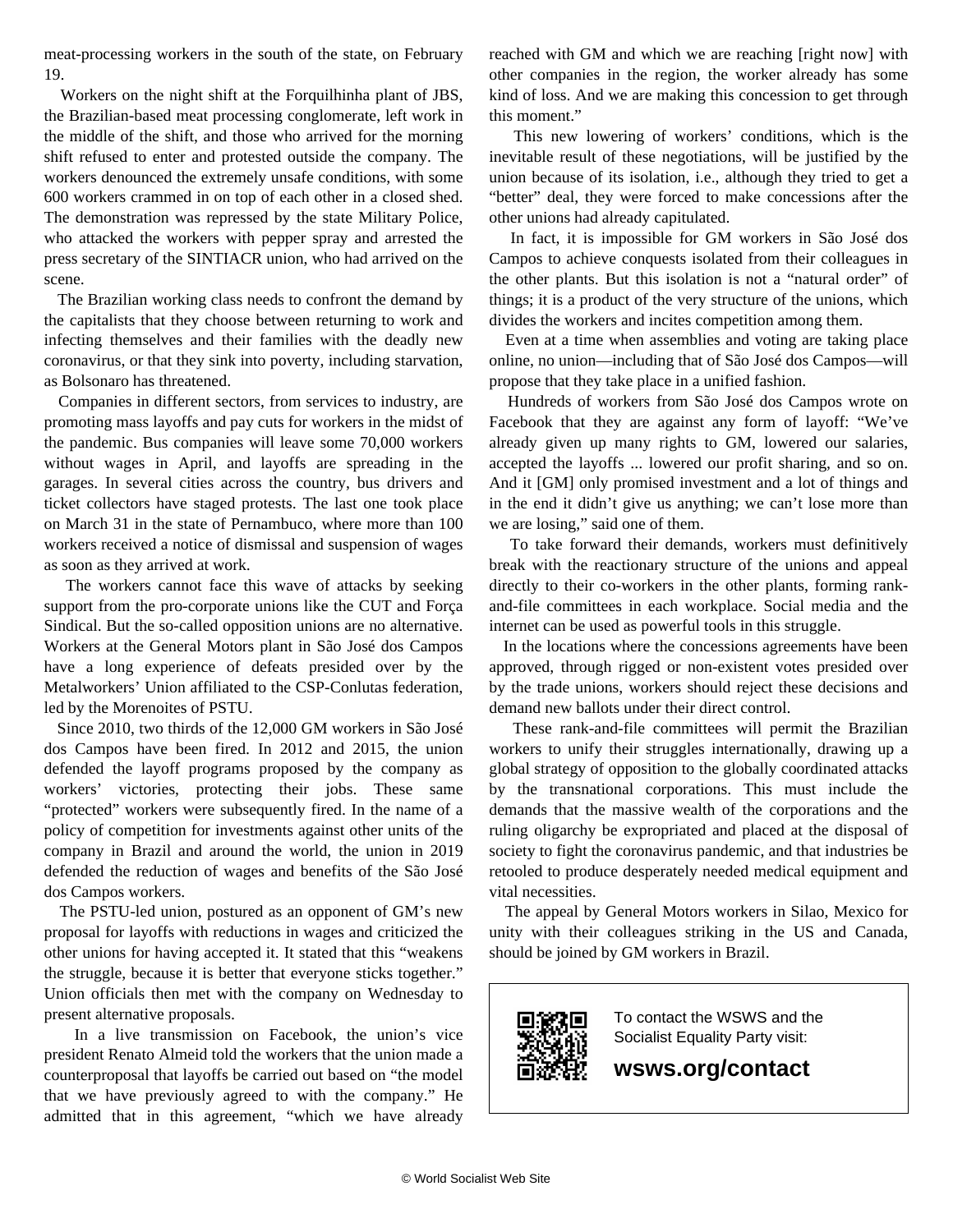meat-processing workers in the south of the state, on February 19.

Workers on the night shift at the Forquilhinha plant of JBS, the Brazilian-based meat processing conglomerate, left work in the middle of the shift, and those who arrived for the morning shift refused to enter and protested outside the company. The workers denounced the extremely unsafe conditions, with some 600 workers crammed in on top of each other in a closed shed. The demonstration was repressed by the state Military Police, who attacked the workers with pepper spray and arrested the press secretary of the SINTIACR union, who had arrived on the scene.

The Brazilian working class needs to confront the demand by the capitalists that they choose between returning to work and infecting themselves and their families with the deadly new coronavirus, or that they sink into poverty, including starvation, as Bolsonaro has threatened.

Companies in different sectors, from services to industry, are promoting mass layoffs and pay cuts for workers in the midst of the pandemic. Bus companies will leave some 70,000 workers without wages in April, and layoffs are spreading in the garages. In several cities across the country, bus drivers and ticket collectors have staged protests. The last one took place on March 31 in the state of Pernambuco, where more than 100 workers received a notice of dismissal and suspension of wages as soon as they arrived at work.

The workers cannot face this wave of attacks by seeking support from the pro-corporate unions like the CUT and Força Sindical. But the so-called opposition unions are no alternative. Workers at the General Motors plant in São José dos Campos have a long experience of defeats presided over by the Metalworkers' Union affiliated to the CSP-Conlutas federation, led by the Morenoites of PSTU.

Since 2010, two thirds of the 12,000 GM workers in São José dos Campos have been fired. In 2012 and 2015, the union defended the layoff programs proposed by the company as workers' victories, protecting their jobs. These same "protected" workers were subsequently fired. In the name of a policy of competition for investments against other units of the company in Brazil and around the world, the union in 2019 defended the reduction of wages and benefits of the São José dos Campos workers.

The PSTU-led union, postured as an opponent of GM's new proposal for layoffs with reductions in wages and criticized the other unions for having accepted it. It stated that this "weakens the struggle, because it is better that everyone sticks together." Union officials then met with the company on Wednesday to present alternative proposals.

In a live transmission on Facebook, the union's vice president Renato Almeid told the workers that the union made a counterproposal that layoffs be carried out based on "the model that we have previously agreed to with the company." He admitted that in this agreement, "which we have already reached with GM and which we are reaching [right now] with other companies in the region, the worker already has some kind of loss. And we are making this concession to get through this moment."

This new lowering of workers' conditions, which is the inevitable result of these negotiations, will be justified by the union because of its isolation, i.e., although they tried to get a "better" deal, they were forced to make concessions after the other unions had already capitulated.

In fact, it is impossible for GM workers in São José dos Campos to achieve conquests isolated from their colleagues in the other plants. But this isolation is not a "natural order" of things; it is a product of the very structure of the unions, which divides the workers and incites competition among them.

Even at a time when assemblies and voting are taking place online, no union—including that of São José dos Campos—will propose that they take place in a unified fashion.

Hundreds of workers from São José dos Campos wrote on Facebook that they are against any form of layoff: "We've already given up many rights to GM, lowered our salaries, accepted the layoffs ... lowered our profit sharing, and so on. And it [GM] only promised investment and a lot of things and in the end it didn't give us anything; we can't lose more than we are losing," said one of them.

To take forward their demands, workers must definitively break with the reactionary structure of the unions and appeal directly to their co-workers in the other plants, forming rank-and-file committees in each workplace. Social media and the internet can be used as powerful tools in this struggle.

In the locations where the concessions agreements have been approved, through rigged or non-existent votes presided over by the trade unions, workers should reject these decisions and demand new ballots under their direct control.

These rank-and-file committees will permit the Brazilian workers to unify their struggles internationally, drawing up a global strategy of opposition to the globally coordinated attacks by the transnational corporations. This must include the demands that the massive wealth of the corporations and the ruling oligarchy be expropriated and placed at the disposal of society to fight the coronavirus pandemic, and that industries be retooled to produce desperately needed medical equipment and vital necessities.

The appeal by General Motors workers in Silao, Mexico for unity with their colleagues striking in the US and Canada, should be joined by GM workers in Brazil.

To contact the WSWS and the Socialist Equality Party visit:

**wsws.org/contact**